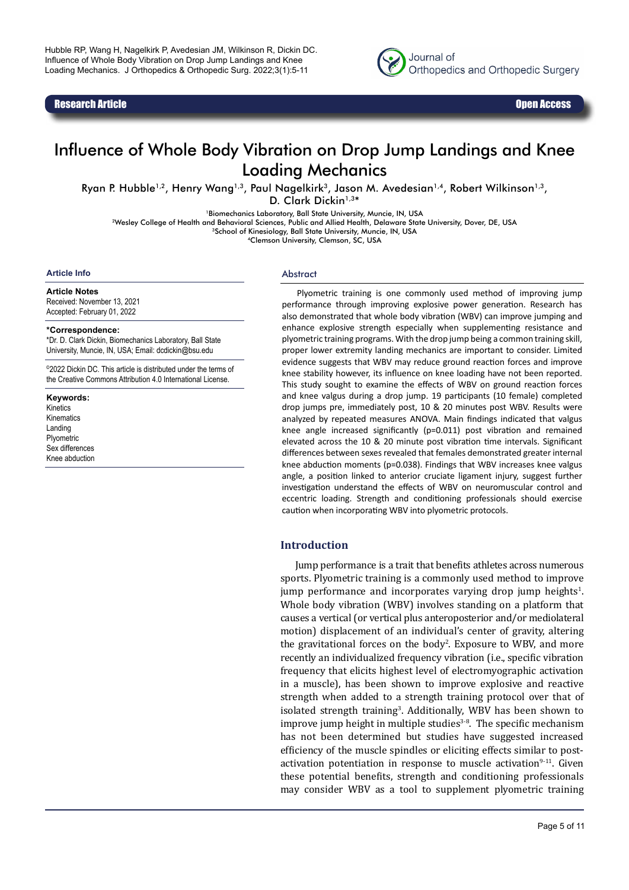Hubble RP, Wang H, Nagelkirk P, Avedesian JM, Wilkinson R, Dickin DC. Influence of Whole Body Vibration on Drop Jump Landings and Knee Loading Mechanics. J Orthopedics & Orthopedic Surg. 2022;3(1):5-11

Research Article | Open Access

# Influence of Whole Body Vibration on Drop Jump Landings and Knee Loading Mechanics

Ryan P. Hubble[1,2], Henry Wang[1,3], Paul Nagelkirk[3], Jason M. Avedesian[1,4], Robert Wilkinson[1,3], D. Clark Dickin[1,3]*

[1]Biomechanics Laboratory, Ball State University, Muncie, IN, USA
[2]Wesley College of Health and Behavioral Sciences, Public and Allied Health, Delaware State University, Dover, DE, USA
[3]School of Kinesiology, Ball State University, Muncie, IN, USA
[4]Clemson University, Clemson, SC, USA

## Article Info

**Article Notes**
Received: November 13, 2021
Accepted: February 01, 2022

**\*Correspondence:**
\*Dr. D. Clark Dickin, Biomechanics Laboratory, Ball State University, Muncie, IN, USA; Email: dcdickin@bsu.edu

©2022 Dickin DC. This article is distributed under the terms of the Creative Commons Attribution 4.0 International License.

**Keywords:**
Kinetics
Kinematics
Landing
Plyometric
Sex differences
Knee abduction

## Abstract

Plyometric training is one commonly used method of improving jump performance through improving explosive power generation. Research has also demonstrated that whole body vibration (WBV) can improve jumping and enhance explosive strength especially when supplementing resistance and plyometric training programs. With the drop jump being a common training skill, proper lower extremity landing mechanics are important to consider. Limited evidence suggests that WBV may reduce ground reaction forces and improve knee stability however, its influence on knee loading have not been reported. This study sought to examine the effects of WBV on ground reaction forces and knee valgus during a drop jump. 19 participants (10 female) completed drop jumps pre, immediately post, 10 & 20 minutes post WBV. Results were analyzed by repeated measures ANOVA. Main findings indicated that valgus knee angle increased significantly ($p=0.011$) post vibration and remained elevated across the 10 & 20 minute post vibration time intervals. Significant differences between sexes revealed that females demonstrated greater internal knee abduction moments ($p=0.038$). Findings that WBV increases knee valgus angle, a position linked to anterior cruciate ligament injury, suggest further investigation understand the effects of WBV on neuromuscular control and eccentric loading. Strength and conditioning professionals should exercise caution when incorporating WBV into plyometric protocols.

## Introduction

Jump performance is a trait that benefits athletes across numerous sports. Plyometric training is a commonly used method to improve jump performance and incorporates varying drop jump heights[1]. Whole body vibration (WBV) involves standing on a platform that causes a vertical (or vertical plus anteroposterior and/or mediolateral motion) displacement of an individual's center of gravity, altering the gravitational forces on the body[2]. Exposure to WBV, and more recently an individualized frequency vibration (i.e., specific vibration frequency that elicits highest level of electromyographic activation in a muscle), has been shown to improve explosive and reactive strength when added to a strength training protocol over that of isolated strength training[3]. Additionally, WBV has been shown to improve jump height in multiple studies[3-8]. The specific mechanism has not been determined but studies have suggested increased efficiency of the muscle spindles or eliciting effects similar to post-activation potentiation in response to muscle activation[9-11]. Given these potential benefits, strength and conditioning professionals may consider WBV as a tool to supplement plyometric training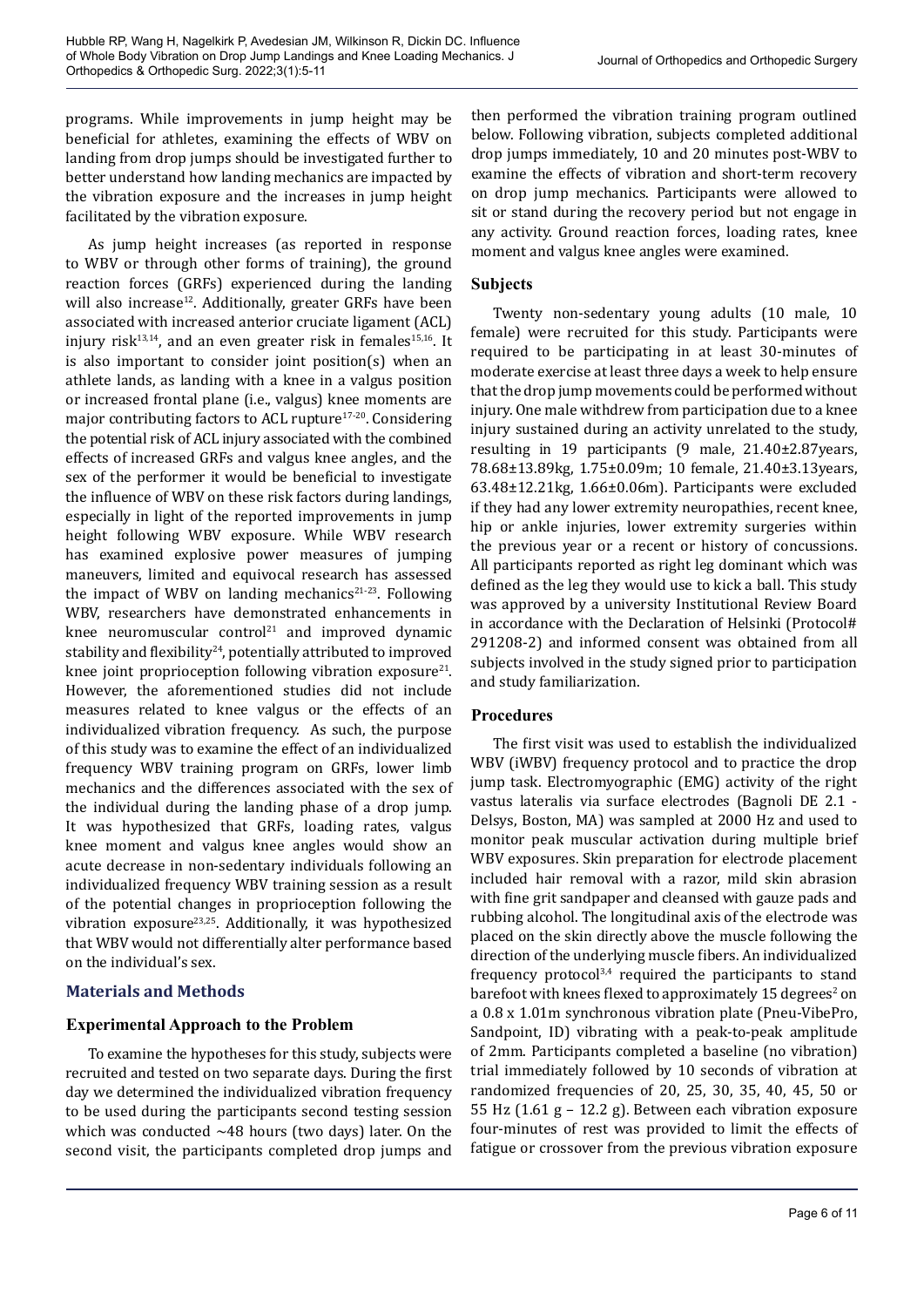programs. While improvements in jump height may be beneficial for athletes, examining the effects of WBV on landing from drop jumps should be investigated further to better understand how landing mechanics are impacted by the vibration exposure and the increases in jump height facilitated by the vibration exposure.

As jump height increases (as reported in response to WBV or through other forms of training), the ground reaction forces (GRFs) experienced during the landing will also increase[12]. Additionally, greater GRFs have been associated with increased anterior cruciate ligament (ACL) injury risk[13,14], and an even greater risk in females[15,16]. It is also important to consider joint position(s) when an athlete lands, as landing with a knee in a valgus position or increased frontal plane (i.e., valgus) knee moments are major contributing factors to ACL rupture[17-20]. Considering the potential risk of ACL injury associated with the combined effects of increased GRFs and valgus knee angles, and the sex of the performer it would be beneficial to investigate the influence of WBV on these risk factors during landings, especially in light of the reported improvements in jump height following WBV exposure. While WBV research has examined explosive power measures of jumping maneuvers, limited and equivocal research has assessed the impact of WBV on landing mechanics[21-23]. Following WBV, researchers have demonstrated enhancements in knee neuromuscular control[21] and improved dynamic stability and flexibility[24], potentially attributed to improved knee joint proprioception following vibration exposure[21]. However, the aforementioned studies did not include measures related to knee valgus or the effects of an individualized vibration frequency. As such, the purpose of this study was to examine the effect of an individualized frequency WBV training program on GRFs, lower limb mechanics and the differences associated with the sex of the individual during the landing phase of a drop jump. It was hypothesized that GRFs, loading rates, valgus knee moment and valgus knee angles would show an acute decrease in non-sedentary individuals following an individualized frequency WBV training session as a result of the potential changes in proprioception following the vibration exposure[23,25]. Additionally, it was hypothesized that WBV would not differentially alter performance based on the individual's sex.

## Materials and Methods

### Experimental Approach to the Problem

To examine the hypotheses for this study, subjects were recruited and tested on two separate days. During the first day we determined the individualized vibration frequency to be used during the participants second testing session which was conducted ~48 hours (two days) later. On the second visit, the participants completed drop jumps and then performed the vibration training program outlined below. Following vibration, subjects completed additional drop jumps immediately, 10 and 20 minutes post-WBV to examine the effects of vibration and short-term recovery on drop jump mechanics. Participants were allowed to sit or stand during the recovery period but not engage in any activity. Ground reaction forces, loading rates, knee moment and valgus knee angles were examined.

### Subjects

Twenty non-sedentary young adults (10 male, 10 female) were recruited for this study. Participants were required to be participating in at least 30-minutes of moderate exercise at least three days a week to help ensure that the drop jump movements could be performed without injury. One male withdrew from participation due to a knee injury sustained during an activity unrelated to the study, resulting in 19 participants (9 male, 21.40±2.87years, 78.68±13.89kg, 1.75±0.09m; 10 female, 21.40±3.13years, 63.48±12.21kg, 1.66±0.06m). Participants were excluded if they had any lower extremity neuropathies, recent knee, hip or ankle injuries, lower extremity surgeries within the previous year or a recent or history of concussions. All participants reported as right leg dominant which was defined as the leg they would use to kick a ball. This study was approved by a university Institutional Review Board in accordance with the Declaration of Helsinki (Protocol# 291208-2) and informed consent was obtained from all subjects involved in the study signed prior to participation and study familiarization.

### Procedures

The first visit was used to establish the individualized WBV (iWBV) frequency protocol and to practice the drop jump task. Electromyographic (EMG) activity of the right vastus lateralis via surface electrodes (Bagnoli DE 2.1 - Delsys, Boston, MA) was sampled at 2000 Hz and used to monitor peak muscular activation during multiple brief WBV exposures. Skin preparation for electrode placement included hair removal with a razor, mild skin abrasion with fine grit sandpaper and cleansed with gauze pads and rubbing alcohol. The longitudinal axis of the electrode was placed on the skin directly above the muscle following the direction of the underlying muscle fibers. An individualized frequency protocol[3,4] required the participants to stand barefoot with knees flexed to approximately 15 degrees[2] on a 0.8 x 1.01m synchronous vibration plate (Pneu-VibePro, Sandpoint, ID) vibrating with a peak-to-peak amplitude of 2mm. Participants completed a baseline (no vibration) trial immediately followed by 10 seconds of vibration at randomized frequencies of 20, 25, 30, 35, 40, 45, 50 or 55 Hz (1.61 g – 12.2 g). Between each vibration exposure four-minutes of rest was provided to limit the effects of fatigue or crossover from the previous vibration exposure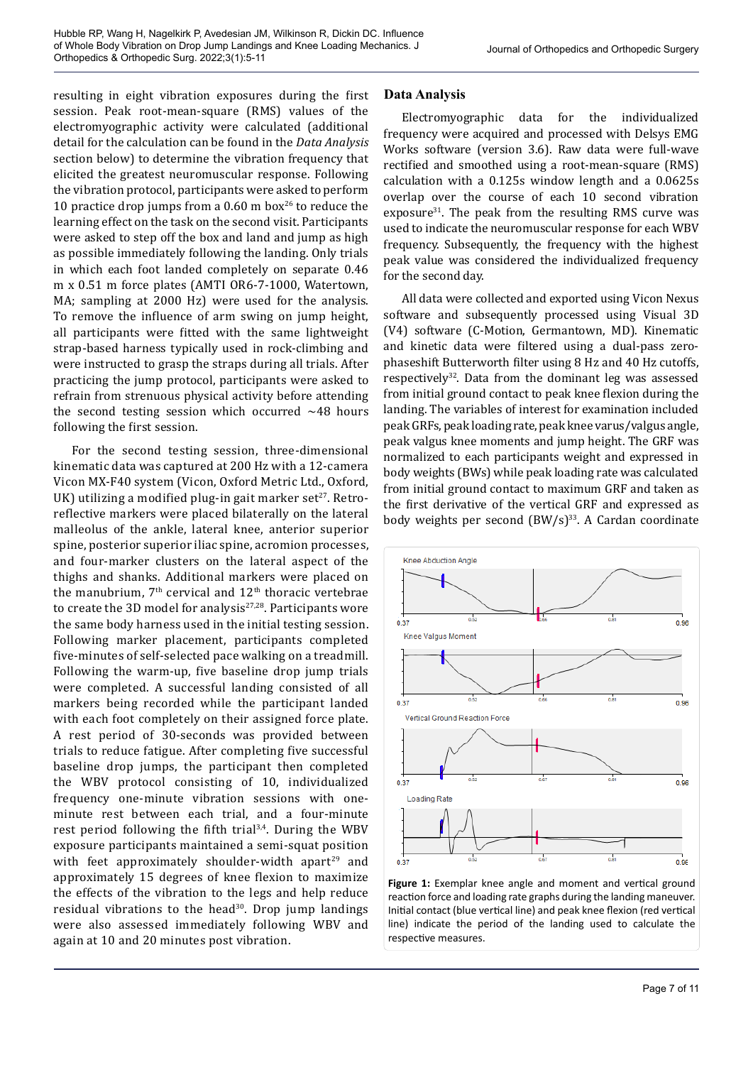resulting in eight vibration exposures during the first session. Peak root-mean-square (RMS) values of the electromyographic activity were calculated (additional detail for the calculation can be found in the *Data Analysis* section below) to determine the vibration frequency that elicited the greatest neuromuscular response. Following the vibration protocol, participants were asked to perform 10 practice drop jumps from a 0.60 m box[26] to reduce the learning effect on the task on the second visit. Participants were asked to step off the box and land and jump as high as possible immediately following the landing. Only trials in which each foot landed completely on separate 0.46 m x 0.51 m force plates (AMTI OR6-7-1000, Watertown, MA; sampling at 2000 Hz) were used for the analysis. To remove the influence of arm swing on jump height, all participants were fitted with the same lightweight strap-based harness typically used in rock-climbing and were instructed to grasp the straps during all trials. After practicing the jump protocol, participants were asked to refrain from strenuous physical activity before attending the second testing session which occurred ~48 hours following the first session.

For the second testing session, three-dimensional kinematic data was captured at 200 Hz with a 12-camera Vicon MX-F40 system (Vicon, Oxford Metric Ltd., Oxford, UK) utilizing a modified plug-in gait marker set[27]. Retro-reflective markers were placed bilaterally on the lateral malleolus of the ankle, lateral knee, anterior superior spine, posterior superior iliac spine, acromion processes, and four-marker clusters on the lateral aspect of the thighs and shanks. Additional markers were placed on the manubrium, 7th cervical and 12th thoracic vertebrae to create the 3D model for analysis[27,28]. Participants wore the same body harness used in the initial testing session. Following marker placement, participants completed five-minutes of self-selected pace walking on a treadmill. Following the warm-up, five baseline drop jump trials were completed. A successful landing consisted of all markers being recorded while the participant landed with each foot completely on their assigned force plate. A rest period of 30-seconds was provided between trials to reduce fatigue. After completing five successful baseline drop jumps, the participant then completed the WBV protocol consisting of 10, individualized frequency one-minute vibration sessions with one-minute rest between each trial, and a four-minute rest period following the fifth trial[3,4]. During the WBV exposure participants maintained a semi-squat position with feet approximately shoulder-width apart[29] and approximately 15 degrees of knee flexion to maximize the effects of the vibration to the legs and help reduce residual vibrations to the head[30]. Drop jump landings were also assessed immediately following WBV and again at 10 and 20 minutes post vibration.

## Data Analysis

Electromyographic data for the individualized frequency were acquired and processed with Delsys EMG Works software (version 3.6). Raw data were full-wave rectified and smoothed using a root-mean-square (RMS) calculation with a 0.125s window length and a 0.0625s overlap over the course of each 10 second vibration exposure[31]. The peak from the resulting RMS curve was used to indicate the neuromuscular response for each WBV frequency. Subsequently, the frequency with the highest peak value was considered the individualized frequency for the second day.

All data were collected and exported using Vicon Nexus software and subsequently processed using Visual 3D (V4) software (C-Motion, Germantown, MD). Kinematic and kinetic data were filtered using a dual-pass zero-phaseshift Butterworth filter using 8 Hz and 40 Hz cutoffs, respectively[32]. Data from the dominant leg was assessed from initial ground contact to peak knee flexion during the landing. The variables of interest for examination included peak GRFs, peak loading rate, peak knee varus/valgus angle, peak valgus knee moments and jump height. The GRF was normalized to each participants weight and expressed in body weights (BWs) while peak loading rate was calculated from initial ground contact to maximum GRF and taken as the first derivative of the vertical GRF and expressed as body weights per second (BW/s)[33]. A Cardan coordinate

**Figure 1:** Exemplar knee angle and moment and vertical ground reaction force and loading rate graphs during the landing maneuver. Initial contact (blue vertical line) and peak knee flexion (red vertical line) indicate the period of the landing used to calculate the respective measures.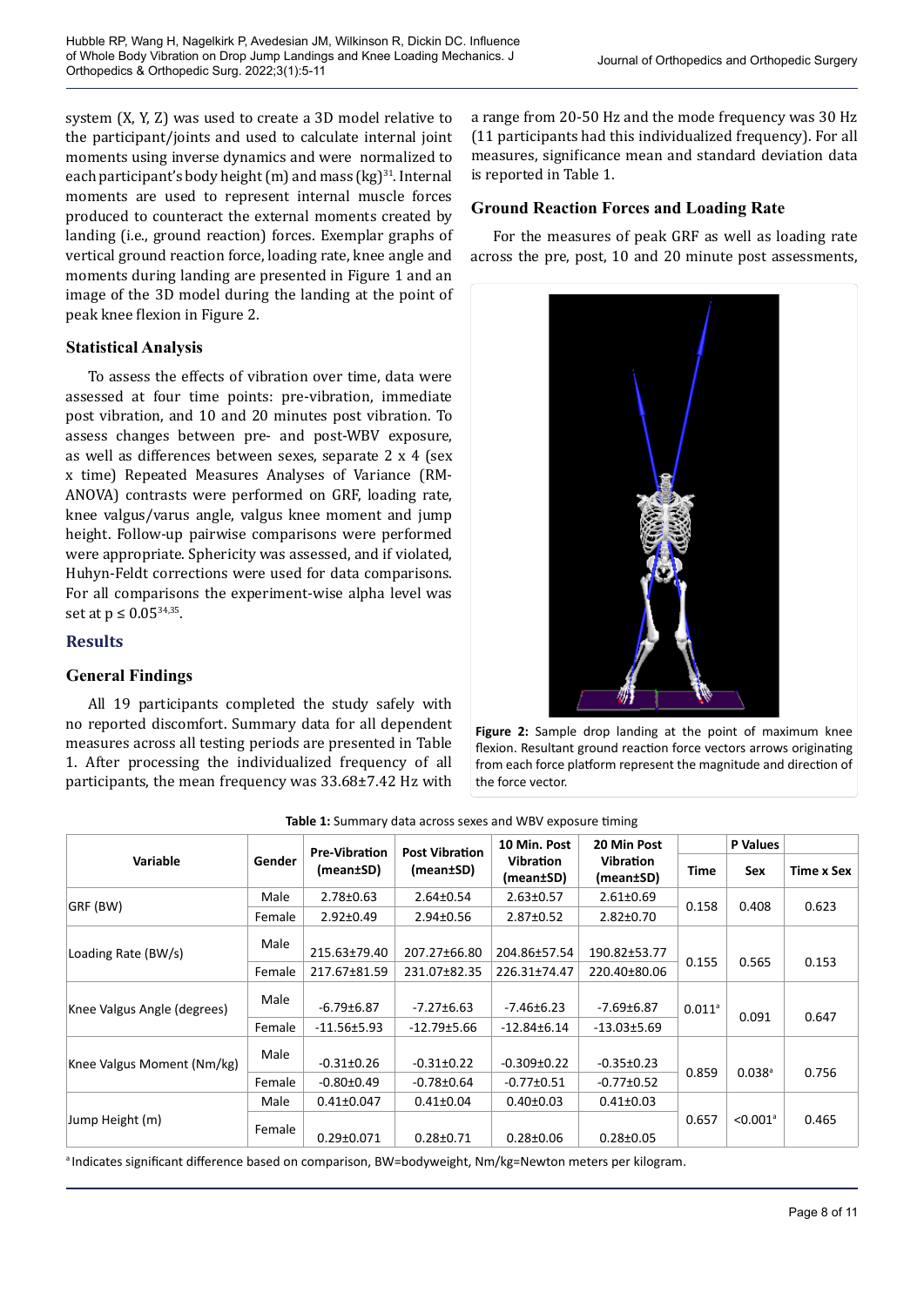system (X, Y, Z) was used to create a 3D model relative to the participant/joints and used to calculate internal joint moments using inverse dynamics and were normalized to each participant's body height (m) and mass (kg)[31]. Internal moments are used to represent internal muscle forces produced to counteract the external moments created by landing (i.e., ground reaction) forces. Exemplar graphs of vertical ground reaction force, loading rate, knee angle and moments during landing are presented in Figure 1 and an image of the 3D model during the landing at the point of peak knee flexion in Figure 2.

### Statistical Analysis

To assess the effects of vibration over time, data were assessed at four time points: pre-vibration, immediate post vibration, and 10 and 20 minutes post vibration. To assess changes between pre- and post-WBV exposure, as well as differences between sexes, separate 2 x 4 (sex x time) Repeated Measures Analyses of Variance (RM-ANOVA) contrasts were performed on GRF, loading rate, knee valgus/varus angle, valgus knee moment and jump height. Follow-up pairwise comparisons were performed were appropriate. Sphericity was assessed, and if violated, Huhyn-Feldt corrections were used for data comparisons. For all comparisons the experiment-wise alpha level was set at $p \leq 0.05$[34,35].

## Results

### General Findings

All 19 participants completed the study safely with no reported discomfort. Summary data for all dependent measures across all testing periods are presented in Table 1. After processing the individualized frequency of all participants, the mean frequency was 33.68±7.42 Hz with a range from 20-50 Hz and the mode frequency was 30 Hz (11 participants had this individualized frequency). For all measures, significance mean and standard deviation data is reported in Table 1.

### Ground Reaction Forces and Loading Rate

For the measures of peak GRF as well as loading rate across the pre, post, 10 and 20 minute post assessments,

**Figure 2:** Sample drop landing at the point of maximum knee flexion. Resultant ground reaction force vectors arrows originating from each force platform represent the magnitude and direction of the force vector.

**Table 1:** Summary data across sexes and WBV exposure timing

| Variable | Gender | Pre-Vibration (mean±SD) | Post Vibration (mean±SD) | 10 Min. Post Vibration (mean±SD) | 20 Min Post Vibration (mean±SD) | P Values | | |
|---|---|---|---|---|---|---|---|---|
| | | | | | | Time | Sex | Time x Sex |
| GRF (BW) | Male | 2.78±0.63 | 2.64±0.54 | 2.63±0.57 | 2.61±0.69 | 0.158 | 0.408 | 0.623 |
| | Female | 2.92±0.49 | 2.94±0.56 | 2.87±0.52 | 2.82±0.70 | | | |
| Loading Rate (BW/s) | Male | 215.63±79.40 | 207.27±66.80 | 204.86±57.54 | 190.82±53.77 | 0.155 | 0.565 | 0.153 |
| | Female | 217.67±81.59 | 231.07±82.35 | 226.31±74.47 | 220.40±80.06 | | | |
| Knee Valgus Angle (degrees) | Male | -6.79±6.87 | -7.27±6.63 | -7.46±6.23 | -7.69±6.87 | 0.011[a] | 0.091 | 0.647 |
| | Female | -11.56±5.93 | -12.79±5.66 | -12.84±6.14 | -13.03±5.69 | | | |
| Knee Valgus Moment (Nm/kg) | Male | -0.31±0.26 | -0.31±0.22 | -0.309±0.22 | -0.35±0.23 | 0.859 | 0.038[a] | 0.756 |
| | Female | -0.80±0.49 | -0.78±0.64 | -0.77±0.51 | -0.77±0.52 | | | |
| Jump Height (m) | Male | 0.41±0.047 | 0.41±0.04 | 0.40±0.03 | 0.41±0.03 | 0.657 | <0.001[a] | 0.465 |
| | Female | 0.29±0.071 | 0.28±0.71 | 0.28±0.06 | 0.28±0.05 | | | |

[a] Indicates significant difference based on comparison, BW=bodyweight, Nm/kg=Newton meters per kilogram.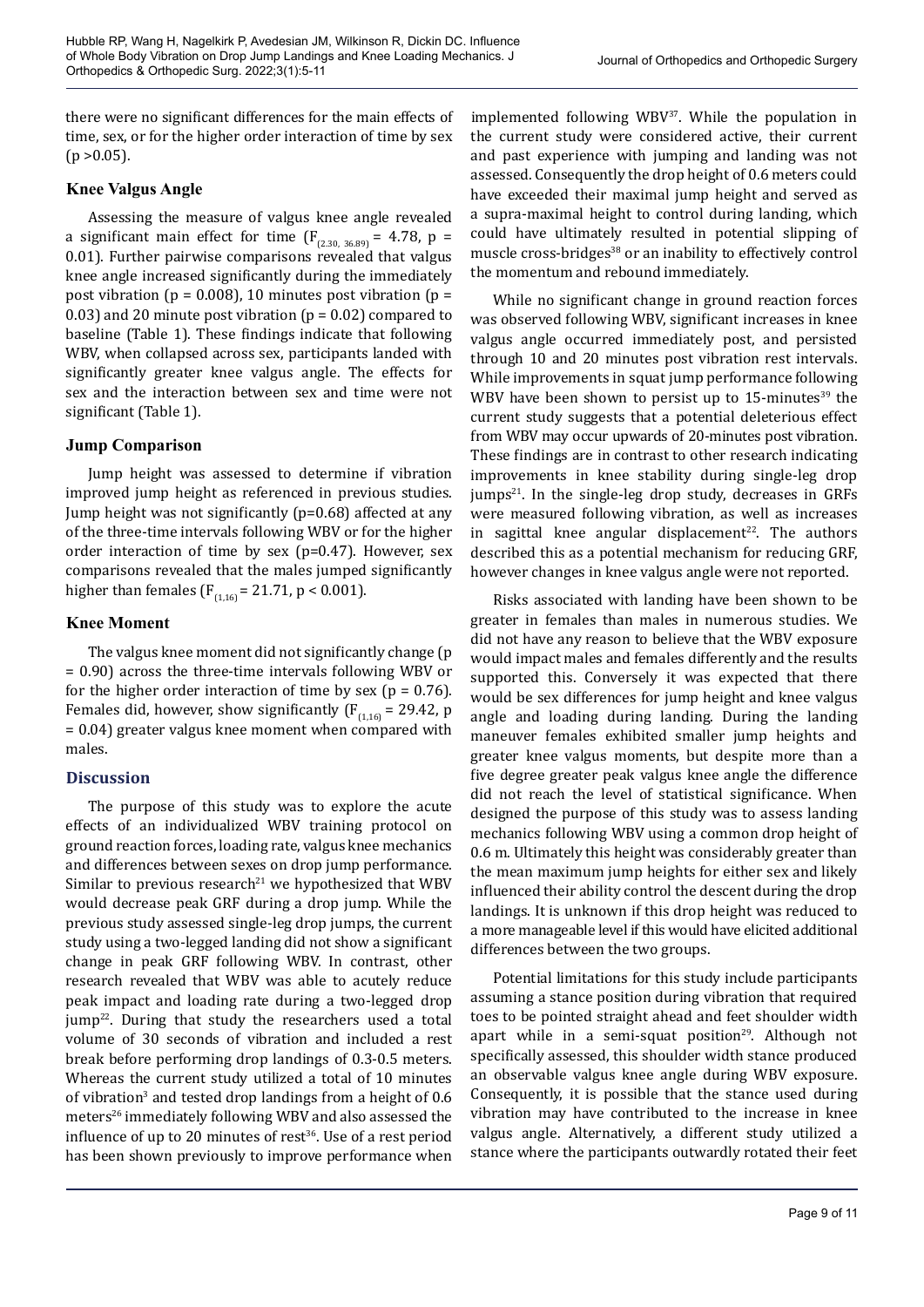there were no significant differences for the main effects of time, sex, or for the higher order interaction of time by sex ($p > 0.05$).

### Knee Valgus Angle

Assessing the measure of valgus knee angle revealed a significant main effect for time ($F_{(2.30,\ 36.89)} = 4.78$, $p = 0.01$). Further pairwise comparisons revealed that valgus knee angle increased significantly during the immediately post vibration ($p = 0.008$), 10 minutes post vibration ($p = 0.03$) and 20 minute post vibration ($p = 0.02$) compared to baseline (Table 1). These findings indicate that following WBV, when collapsed across sex, participants landed with significantly greater knee valgus angle. The effects for sex and the interaction between sex and time were not significant (Table 1).

### Jump Comparison

Jump height was assessed to determine if vibration improved jump height as referenced in previous studies. Jump height was not significantly ($p=0.68$) affected at any of the three-time intervals following WBV or for the higher order interaction of time by sex ($p=0.47$). However, sex comparisons revealed that the males jumped significantly higher than females ($F_{(1,16)} = 21.71$, $p < 0.001$).

### Knee Moment

The valgus knee moment did not significantly change ($p = 0.90$) across the three-time intervals following WBV or for the higher order interaction of time by sex ($p = 0.76$). Females did, however, show significantly ($F_{(1,16)} = 29.42$, $p = 0.04$) greater valgus knee moment when compared with males.

## Discussion

The purpose of this study was to explore the acute effects of an individualized WBV training protocol on ground reaction forces, loading rate, valgus knee mechanics and differences between sexes on drop jump performance. Similar to previous research[21] we hypothesized that WBV would decrease peak GRF during a drop jump. While the previous study assessed single-leg drop jumps, the current study using a two-legged landing did not show a significant change in peak GRF following WBV. In contrast, other research revealed that WBV was able to acutely reduce peak impact and loading rate during a two-legged drop jump[22]. During that study the researchers used a total volume of 30 seconds of vibration and included a rest break before performing drop landings of 0.3-0.5 meters. Whereas the current study utilized a total of 10 minutes of vibration[3] and tested drop landings from a height of 0.6 meters[26] immediately following WBV and also assessed the influence of up to 20 minutes of rest[36]. Use of a rest period has been shown previously to improve performance when implemented following WBV[37]. While the population in the current study were considered active, their current and past experience with jumping and landing was not assessed. Consequently the drop height of 0.6 meters could have exceeded their maximal jump height and served as a supra-maximal height to control during landing, which could have ultimately resulted in potential slipping of muscle cross-bridges[38] or an inability to effectively control the momentum and rebound immediately.

While no significant change in ground reaction forces was observed following WBV, significant increases in knee valgus angle occurred immediately post, and persisted through 10 and 20 minutes post vibration rest intervals. While improvements in squat jump performance following WBV have been shown to persist up to 15-minutes[39] the current study suggests that a potential deleterious effect from WBV may occur upwards of 20-minutes post vibration. These findings are in contrast to other research indicating improvements in knee stability during single-leg drop jumps[21]. In the single-leg drop study, decreases in GRFs were measured following vibration, as well as increases in sagittal knee angular displacement[22]. The authors described this as a potential mechanism for reducing GRF, however changes in knee valgus angle were not reported.

Risks associated with landing have been shown to be greater in females than males in numerous studies. We did not have any reason to believe that the WBV exposure would impact males and females differently and the results supported this. Conversely it was expected that there would be sex differences for jump height and knee valgus angle and loading during landing. During the landing maneuver females exhibited smaller jump heights and greater knee valgus moments, but despite more than a five degree greater peak valgus knee angle the difference did not reach the level of statistical significance. When designed the purpose of this study was to assess landing mechanics following WBV using a common drop height of 0.6 m. Ultimately this height was considerably greater than the mean maximum jump heights for either sex and likely influenced their ability control the descent during the drop landings. It is unknown if this drop height was reduced to a more manageable level if this would have elicited additional differences between the two groups.

Potential limitations for this study include participants assuming a stance position during vibration that required toes to be pointed straight ahead and feet shoulder width apart while in a semi-squat position[29]. Although not specifically assessed, this shoulder width stance produced an observable valgus knee angle during WBV exposure. Consequently, it is possible that the stance used during vibration may have contributed to the increase in knee valgus angle. Alternatively, a different study utilized a stance where the participants outwardly rotated their feet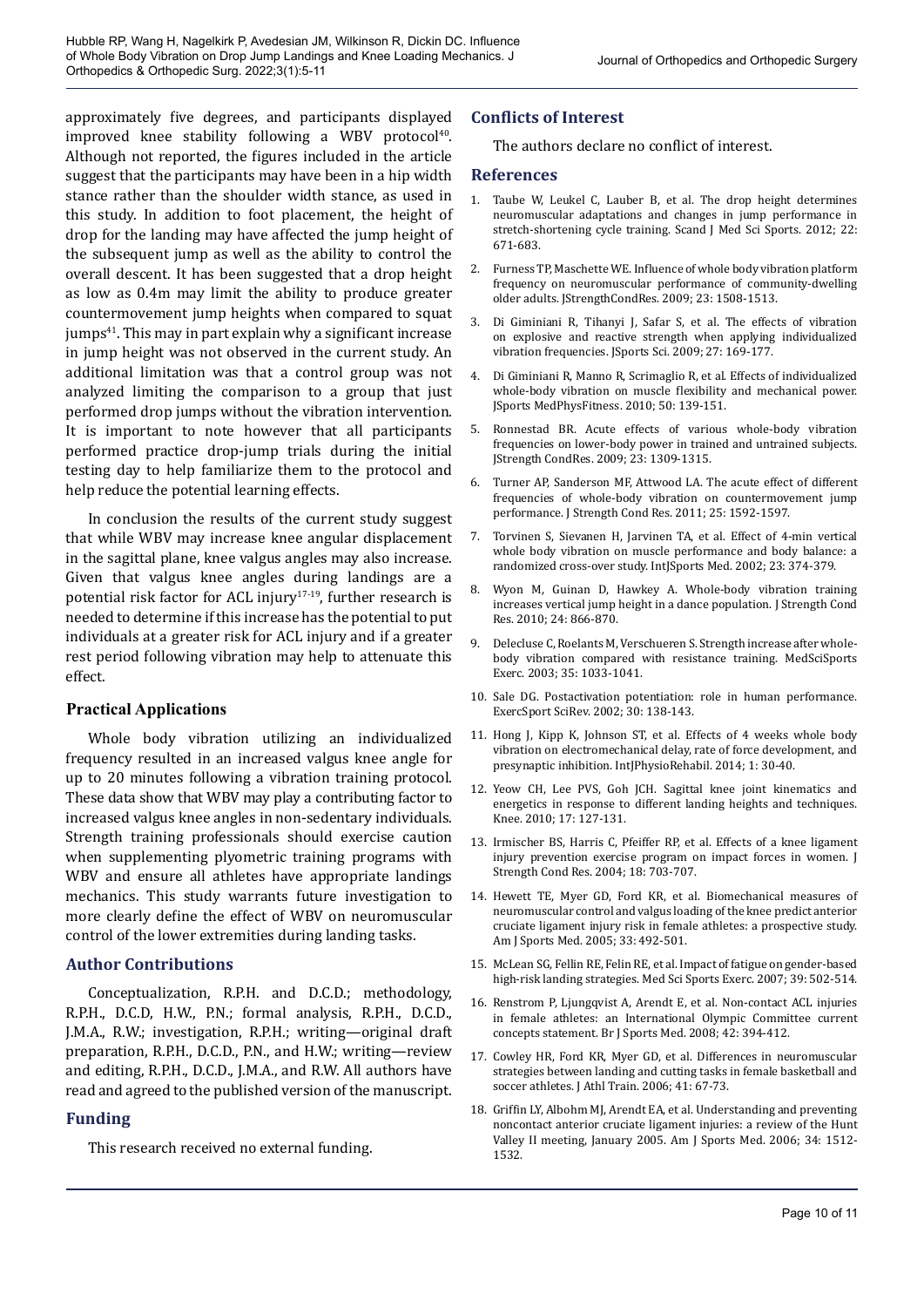approximately five degrees, and participants displayed improved knee stability following a WBV protocol[40]. Although not reported, the figures included in the article suggest that the participants may have been in a hip width stance rather than the shoulder width stance, as used in this study. In addition to foot placement, the height of drop for the landing may have affected the jump height of the subsequent jump as well as the ability to control the overall descent. It has been suggested that a drop height as low as 0.4m may limit the ability to produce greater countermovement jump heights when compared to squat jumps[41]. This may in part explain why a significant increase in jump height was not observed in the current study. An additional limitation was that a control group was not analyzed limiting the comparison to a group that just performed drop jumps without the vibration intervention. It is important to note however that all participants performed practice drop-jump trials during the initial testing day to help familiarize them to the protocol and help reduce the potential learning effects.

In conclusion the results of the current study suggest that while WBV may increase knee angular displacement in the sagittal plane, knee valgus angles may also increase. Given that valgus knee angles during landings are a potential risk factor for ACL injury[17-19], further research is needed to determine if this increase has the potential to put individuals at a greater risk for ACL injury and if a greater rest period following vibration may help to attenuate this effect.

### Practical Applications

Whole body vibration utilizing an individualized frequency resulted in an increased valgus knee angle for up to 20 minutes following a vibration training protocol. These data show that WBV may play a contributing factor to increased valgus knee angles in non-sedentary individuals. Strength training professionals should exercise caution when supplementing plyometric training programs with WBV and ensure all athletes have appropriate landings mechanics. This study warrants future investigation to more clearly define the effect of WBV on neuromuscular control of the lower extremities during landing tasks.

## Author Contributions

Conceptualization, R.P.H. and D.C.D.; methodology, R.P.H., D.C.D, H.W., P.N.; formal analysis, R.P.H., D.C.D., J.M.A., R.W.; investigation, R.P.H.; writing—original draft preparation, R.P.H., D.C.D., P.N., and H.W.; writing—review and editing, R.P.H., D.C.D., J.M.A., and R.W. All authors have read and agreed to the published version of the manuscript.

## Funding

This research received no external funding.

## Conflicts of Interest

The authors declare no conflict of interest.

## References

1. Taube W, Leukel C, Lauber B, et al. The drop height determines neuromuscular adaptations and changes in jump performance in stretch-shortening cycle training. Scand J Med Sci Sports. 2012; 22: 671-683.
2. Furness TP, Maschette WE. Influence of whole body vibration platform frequency on neuromuscular performance of community-dwelling older adults. JStrengthCondRes. 2009; 23: 1508-1513.
3. Di Giminiani R, Tihanyi J, Safar S, et al. The effects of vibration on explosive and reactive strength when applying individualized vibration frequencies. JSports Sci. 2009; 27: 169-177.
4. Di Giminiani R, Manno R, Scrimaglio R, et al. Effects of individualized whole-body vibration on muscle flexibility and mechanical power. JSports MedPhysFitness. 2010; 50: 139-151.
5. Ronnestad BR. Acute effects of various whole-body vibration frequencies on lower-body power in trained and untrained subjects. JStrength CondRes. 2009; 23: 1309-1315.
6. Turner AP, Sanderson MF, Attwood LA. The acute effect of different frequencies of whole-body vibration on countermovement jump performance. J Strength Cond Res. 2011; 25: 1592-1597.
7. Torvinen S, Sievanen H, Jarvinen TA, et al. Effect of 4-min vertical whole body vibration on muscle performance and body balance: a randomized cross-over study. IntJSports Med. 2002; 23: 374-379.
8. Wyon M, Guinan D, Hawkey A. Whole-body vibration training increases vertical jump height in a dance population. J Strength Cond Res. 2010; 24: 866-870.
9. Delecluse C, Roelants M, Verschueren S. Strength increase after whole-body vibration compared with resistance training. MedSciSports Exerc. 2003; 35: 1033-1041.
10. Sale DG. Postactivation potentiation: role in human performance. ExercSport SciRev. 2002; 30: 138-143.
11. Hong J, Kipp K, Johnson ST, et al. Effects of 4 weeks whole body vibration on electromechanical delay, rate of force development, and presynaptic inhibition. IntJPhysioRehabil. 2014; 1: 30-40.
12. Yeow CH, Lee PVS, Goh JCH. Sagittal knee joint kinematics and energetics in response to different landing heights and techniques. Knee. 2010; 17: 127-131.
13. Irmischer BS, Harris C, Pfeiffer RP, et al. Effects of a knee ligament injury prevention exercise program on impact forces in women. J Strength Cond Res. 2004; 18: 703-707.
14. Hewett TE, Myer GD, Ford KR, et al. Biomechanical measures of neuromuscular control and valgus loading of the knee predict anterior cruciate ligament injury risk in female athletes: a prospective study. Am J Sports Med. 2005; 33: 492-501.
15. McLean SG, Fellin RE, Felin RE, et al. Impact of fatigue on gender-based high-risk landing strategies. Med Sci Sports Exerc. 2007; 39: 502-514.
16. Renstrom P, Ljungqvist A, Arendt E, et al. Non-contact ACL injuries in female athletes: an International Olympic Committee current concepts statement. Br J Sports Med. 2008; 42: 394-412.
17. Cowley HR, Ford KR, Myer GD, et al. Differences in neuromuscular strategies between landing and cutting tasks in female basketball and soccer athletes. J Athl Train. 2006; 41: 67-73.
18. Griffin LY, Albohm MJ, Arendt EA, et al. Understanding and preventing noncontact anterior cruciate ligament injuries: a review of the Hunt Valley II meeting, January 2005. Am J Sports Med. 2006; 34: 1512-1532.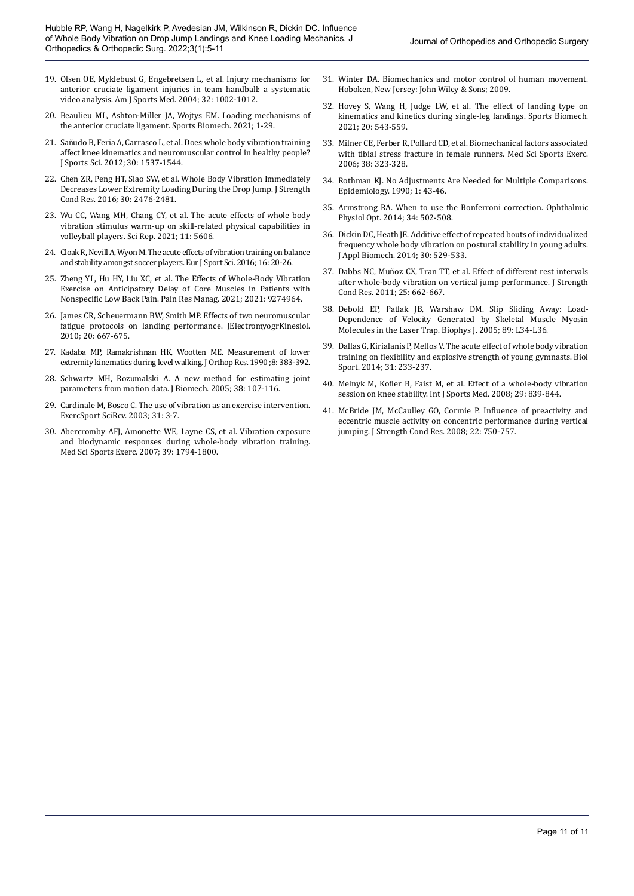19. Olsen OE, Myklebust G, Engebretsen L, et al. Injury mechanisms for anterior cruciate ligament injuries in team handball: a systematic video analysis. Am J Sports Med. 2004; 32: 1002-1012.
20. Beaulieu ML, Ashton-Miller JA, Wojtys EM. Loading mechanisms of the anterior cruciate ligament. Sports Biomech. 2021; 1-29.
21. Sañudo B, Feria A, Carrasco L, et al. Does whole body vibration training affect knee kinematics and neuromuscular control in healthy people? J Sports Sci. 2012; 30: 1537-1544.
22. Chen ZR, Peng HT, Siao SW, et al. Whole Body Vibration Immediately Decreases Lower Extremity Loading During the Drop Jump. J Strength Cond Res. 2016; 30: 2476-2481.
23. Wu CC, Wang MH, Chang CY, et al. The acute effects of whole body vibration stimulus warm-up on skill-related physical capabilities in volleyball players. Sci Rep. 2021; 11: 5606.
24. Cloak R, Nevill A, Wyon M. The acute effects of vibration training on balance and stability amongst soccer players. Eur J Sport Sci. 2016; 16: 20-26.
25. Zheng YL, Hu HY, Liu XC, et al. The Effects of Whole-Body Vibration Exercise on Anticipatory Delay of Core Muscles in Patients with Nonspecific Low Back Pain. Pain Res Manag. 2021; 2021: 9274964.
26. James CR, Scheuermann BW, Smith MP. Effects of two neuromuscular fatigue protocols on landing performance. JElectromyogrKinesiol. 2010; 20: 667-675.
27. Kadaba MP, Ramakrishnan HK, Wootten ME. Measurement of lower extremity kinematics during level walking. J Orthop Res. 1990 ;8: 383-392.
28. Schwartz MH, Rozumalski A. A new method for estimating joint parameters from motion data. J Biomech. 2005; 38: 107-116.
29. Cardinale M, Bosco C. The use of vibration as an exercise intervention. ExercSport SciRev. 2003; 31: 3-7.
30. Abercromby AFJ, Amonette WE, Layne CS, et al. Vibration exposure and biodynamic responses during whole-body vibration training. Med Sci Sports Exerc. 2007; 39: 1794-1800.
31. Winter DA. Biomechanics and motor control of human movement. Hoboken, New Jersey: John Wiley & Sons; 2009.
32. Hovey S, Wang H, Judge LW, et al. The effect of landing type on kinematics and kinetics during single-leg landings. Sports Biomech. 2021; 20: 543-559.
33. Milner CE, Ferber R, Pollard CD, et al. Biomechanical factors associated with tibial stress fracture in female runners. Med Sci Sports Exerc. 2006; 38: 323-328.
34. Rothman KJ. No Adjustments Are Needed for Multiple Comparisons. Epidemiology. 1990; 1: 43-46.
35. Armstrong RA. When to use the Bonferroni correction. Ophthalmic Physiol Opt. 2014; 34: 502-508.
36. Dickin DC, Heath JE. Additive effect of repeated bouts of individualized frequency whole body vibration on postural stability in young adults. J Appl Biomech. 2014; 30: 529-533.
37. Dabbs NC, Muñoz CX, Tran TT, et al. Effect of different rest intervals after whole-body vibration on vertical jump performance. J Strength Cond Res. 2011; 25: 662-667.
38. Debold EP, Patlak JB, Warshaw DM. Slip Sliding Away: Load-Dependence of Velocity Generated by Skeletal Muscle Myosin Molecules in the Laser Trap. Biophys J. 2005; 89: L34-L36.
39. Dallas G, Kirialanis P, Mellos V. The acute effect of whole body vibration training on flexibility and explosive strength of young gymnasts. Biol Sport. 2014; 31: 233-237.
40. Melnyk M, Kofler B, Faist M, et al. Effect of a whole-body vibration session on knee stability. Int J Sports Med. 2008; 29: 839-844.
41. McBride JM, McCaulley GO, Cormie P. Influence of preactivity and eccentric muscle activity on concentric performance during vertical jumping. J Strength Cond Res. 2008; 22: 750-757.